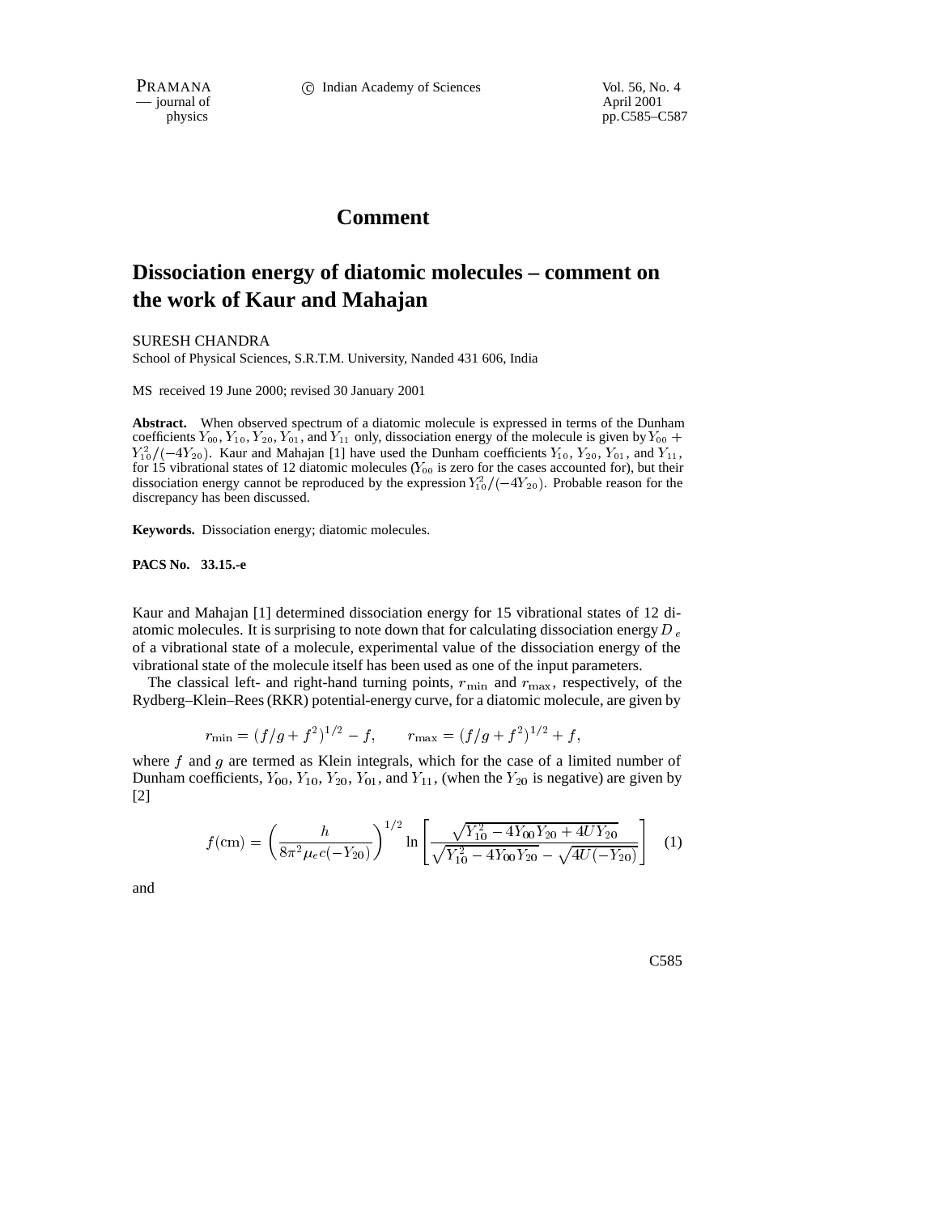**Comment**

# Dissociation energy of diatomic molecules – comment on the work of Kaur and Mahajan

SURESH CHANDRA

School of Physical Sciences, S.R.T.M. University, Nanded 431 606, India

MS received 19 June 2000; revised 30 January 2001

**Abstract.** When observed spectrum of a diatomic molecule is expressed in terms of the Dunham coefficients $Y_{00}$, $Y_{10}$, $Y_{20}$, $Y_{01}$, and $Y_{11}$ only, dissociation energy of the molecule is given by $Y_{00} + Y_{10}^2/(-4Y_{20})$. Kaur and Mahajan [1] have used the Dunham coefficients $Y_{10}$, $Y_{20}$, $Y_{01}$, and $Y_{11}$, for 15 vibrational states of 12 diatomic molecules ($Y_{00}$ is zero for the cases accounted for), but their dissociation energy cannot be reproduced by the expression $Y_{10}^2/(-4Y_{20})$. Probable reason for the discrepancy has been discussed.

**Keywords.** Dissociation energy; diatomic molecules.

**PACS No. 33.15.-e**

Kaur and Mahajan [1] determined dissociation energy for 15 vibrational states of 12 diatomic molecules. It is surprising to note down that for calculating dissociation energy $D_e$ of a vibrational state of a molecule, experimental value of the dissociation energy of the vibrational state of the molecule itself has been used as one of the input parameters.

The classical left- and right-hand turning points, $r_{\min}$ and $r_{\max}$, respectively, of the Rydberg–Klein–Rees (RKR) potential-energy curve, for a diatomic molecule, are given by

$$r_{\min} = (f/g + f^2)^{1/2} - f, \qquad r_{\max} = (f/g + f^2)^{1/2} + f,$$

where $f$ and $g$ are termed as Klein integrals, which for the case of a limited number of Dunham coefficients, $Y_{00}$, $Y_{10}$, $Y_{20}$, $Y_{01}$, and $Y_{11}$, (when the $Y_{20}$ is negative) are given by [2]

$$f(\mathrm{cm}) = \left(\frac{h}{8\pi^2 \mu_e c(-Y_{20})}\right)^{1/2} \ln\left[\frac{\sqrt{Y_{10}^2 - 4Y_{00}Y_{20} + 4UY_{20}}}{\sqrt{Y_{10}^2 - 4Y_{00}Y_{20}} - \sqrt{4U(-Y_{20})}}\right] \quad (1)$$

and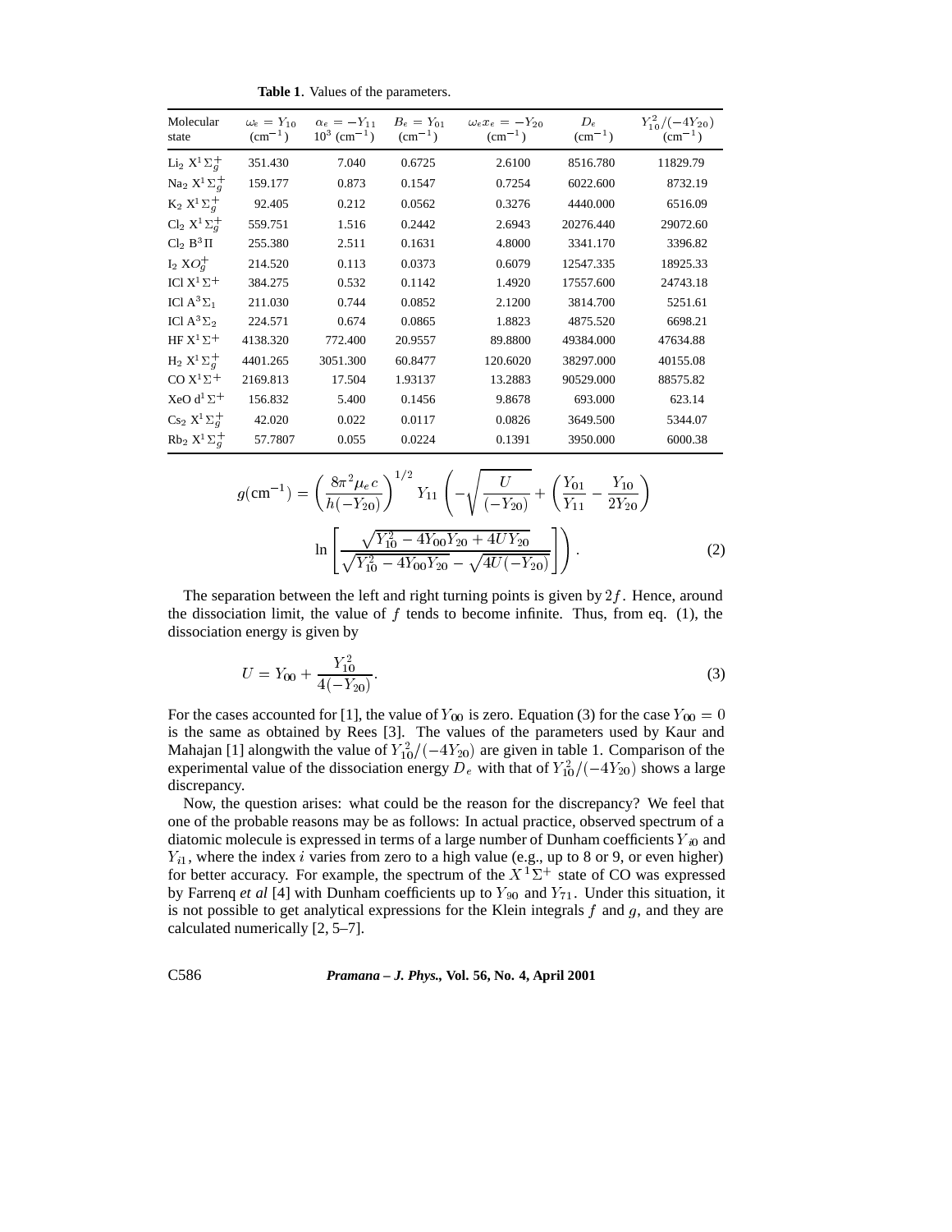**Table 1**. Values of the parameters.

| Molecular state | $\omega_e = Y_{10}$ (cm$^{-1}$) | $\alpha_e = -Y_{11}$ $10^3$ (cm$^{-1}$) | $B_e = Y_{01}$ (cm$^{-1}$) | $\omega_e x_e = -Y_{20}$ (cm$^{-1}$) | $D_e$ (cm$^{-1}$) | $Y_{10}^2/(-4Y_{20})$ (cm$^{-1}$) |
|---|---|---|---|---|---|---|
| $Li_2$ $X^1\Sigma_g^+$ | 351.430 | 7.040 | 0.6725 | 2.6100 | 8516.780 | 11829.79 |
| $Na_2$ $X^1\Sigma_g^+$ | 159.177 | 0.873 | 0.1547 | 0.7254 | 6022.600 | 8732.19 |
| $K_2$ $X^1\Sigma_g^+$ | 92.405 | 0.212 | 0.0562 | 0.3276 | 4440.000 | 6516.09 |
| $Cl_2$ $X^1\Sigma_g^+$ | 559.751 | 1.516 | 0.2442 | 2.6943 | 20276.440 | 29072.60 |
| $Cl_2$ $B^3\Pi$ | 255.380 | 2.511 | 0.1631 | 4.8000 | 3341.170 | 3396.82 |
| $I_2$ $XO_g^+$ | 214.520 | 0.113 | 0.0373 | 0.6079 | 12547.335 | 18925.33 |
| ICl $X^1\Sigma^+$ | 384.275 | 0.532 | 0.1142 | 1.4920 | 17557.600 | 24743.18 |
| ICl $A^3\Sigma_1$ | 211.030 | 0.744 | 0.0852 | 2.1200 | 3814.700 | 5251.61 |
| ICl $A^3\Sigma_2$ | 224.571 | 0.674 | 0.0865 | 1.8823 | 4875.520 | 6698.21 |
| HF $X^1\Sigma^+$ | 4138.320 | 772.400 | 20.9557 | 89.8800 | 49384.000 | 47634.88 |
| $H_2$ $X^1\Sigma_g^+$ | 4401.265 | 3051.300 | 60.8477 | 120.6020 | 38297.000 | 40155.08 |
| CO $X^1\Sigma^+$ | 2169.813 | 17.504 | 1.93137 | 13.2883 | 90529.000 | 88575.82 |
| XeO $d^1\Sigma^+$ | 156.832 | 5.400 | 0.1456 | 9.8678 | 693.000 | 623.14 |
| $Cs_2$ $X^1\Sigma_g^+$ | 42.020 | 0.022 | 0.0117 | 0.0826 | 3649.500 | 5344.07 |
| $Rb_2$ $X^1\Sigma_g^+$ | 57.7807 | 0.055 | 0.0224 | 0.1391 | 3950.000 | 6000.38 |

$$g(\text{cm}^{-1}) = \left(\frac{8\pi^2\mu_e c}{h(-Y_{20})}\right)^{1/2} Y_{11}\left(-\sqrt{\frac{U}{(-Y_{20})}} + \left(\frac{Y_{01}}{Y_{11}} - \frac{Y_{10}}{2Y_{20}}\right)\right.$$
$$\left.\ln\left[\frac{\sqrt{Y_{10}^2 - 4Y_{00}Y_{20} + 4UY_{20}}}{\sqrt{Y_{10}^2 - 4Y_{00}Y_{20}} - \sqrt{4U(-Y_{20})}}\right]\right). \tag{2}$$

The separation between the left and right turning points is given by $2f$. Hence, around the dissociation limit, the value of $f$ tends to become infinite. Thus, from eq. (1), the dissociation energy is given by

$$U = Y_{00} + \frac{Y_{10}^2}{4(-Y_{20})}. \tag{3}$$

For the cases accounted for [1], the value of $Y_{00}$ is zero. Equation (3) for the case $Y_{00} = 0$ is the same as obtained by Rees [3]. The values of the parameters used by Kaur and Mahajan [1] alongwith the value of $Y_{10}^2/(-4Y_{20})$ are given in table 1. Comparison of the experimental value of the dissociation energy $D_e$ with that of $Y_{10}^2/(-4Y_{20})$ shows a large discrepancy.

Now, the question arises: what could be the reason for the discrepancy? We feel that one of the probable reasons may be as follows: In actual practice, observed spectrum of a diatomic molecule is expressed in terms of a large number of Dunham coefficients $Y_{i0}$ and $Y_{i1}$, where the index $i$ varies from zero to a high value (e.g., up to 8 or 9, or even higher) for better accuracy. For example, the spectrum of the $X^1\Sigma^+$ state of CO was expressed by Farrenq *et al* [4] with Dunham coefficients up to $Y_{90}$ and $Y_{71}$. Under this situation, it is not possible to get analytical expressions for the Klein integrals $f$ and $g$, and they are calculated numerically [2, 5–7].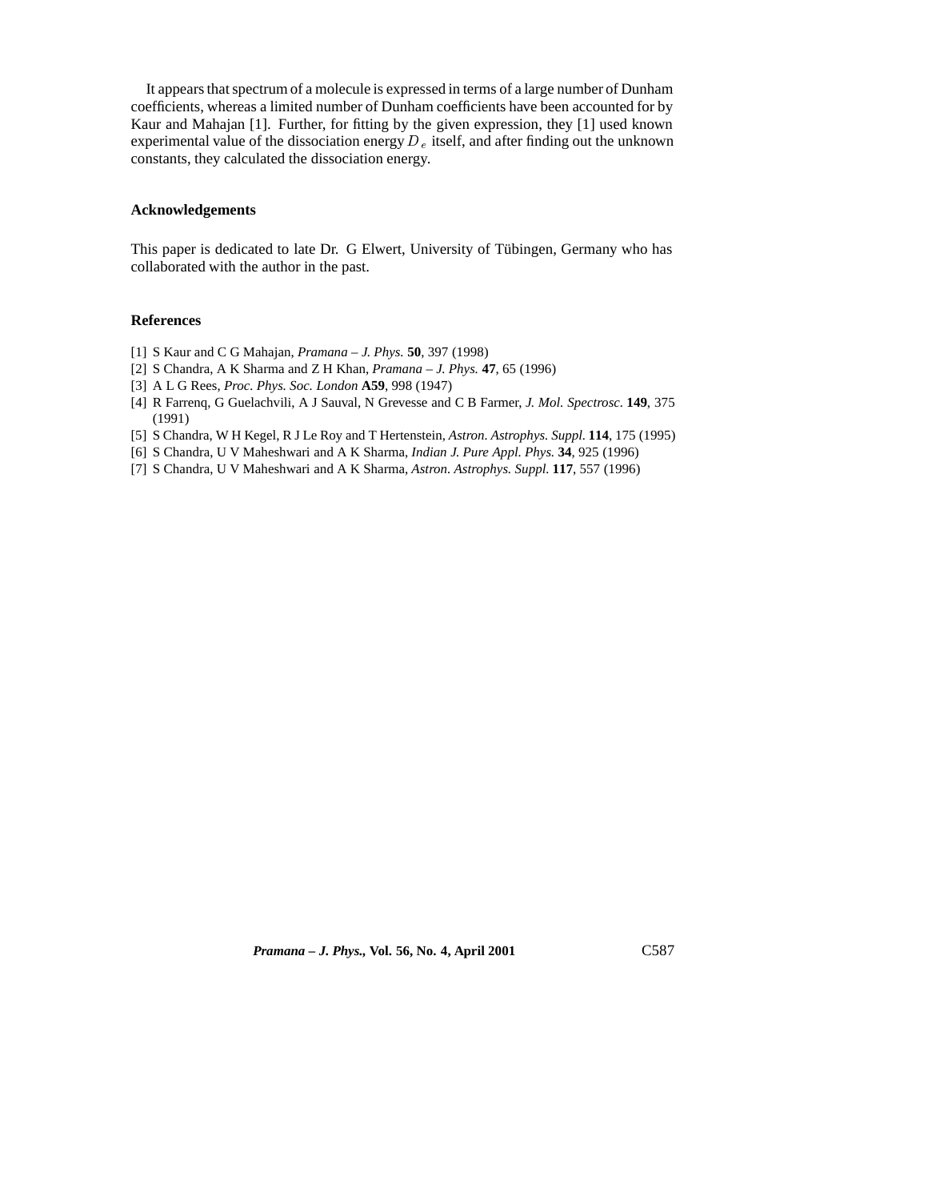It appears that spectrum of a molecule is expressed in terms of a large number of Dunham coefficients, whereas a limited number of Dunham coefficients have been accounted for by Kaur and Mahajan [1]. Further, for fitting by the given expression, they [1] used known experimental value of the dissociation energy $D_e$ itself, and after finding out the unknown constants, they calculated the dissociation energy.

## Acknowledgements

This paper is dedicated to late Dr. G Elwert, University of Tübingen, Germany who has collaborated with the author in the past.

## References

[1] S Kaur and C G Mahajan, *Pramana – J. Phys.* **50**, 397 (1998)
[2] S Chandra, A K Sharma and Z H Khan, *Pramana – J. Phys.* **47**, 65 (1996)
[3] A L G Rees, *Proc. Phys. Soc. London* **A59**, 998 (1947)
[4] R Farrenq, G Guelachvili, A J Sauval, N Grevesse and C B Farmer, *J. Mol. Spectrosc.* **149**, 375 (1991)
[5] S Chandra, W H Kegel, R J Le Roy and T Hertenstein, *Astron. Astrophys. Suppl.* **114**, 175 (1995)
[6] S Chandra, U V Maheshwari and A K Sharma, *Indian J. Pure Appl. Phys.* **34**, 925 (1996)
[7] S Chandra, U V Maheshwari and A K Sharma, *Astron. Astrophys. Suppl.* **117**, 557 (1996)